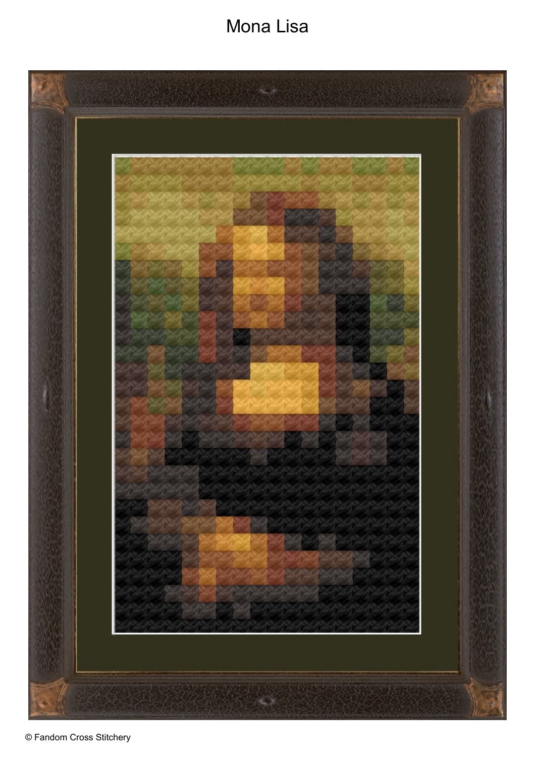# Mona Lisa

© Fandom Cross Stitchery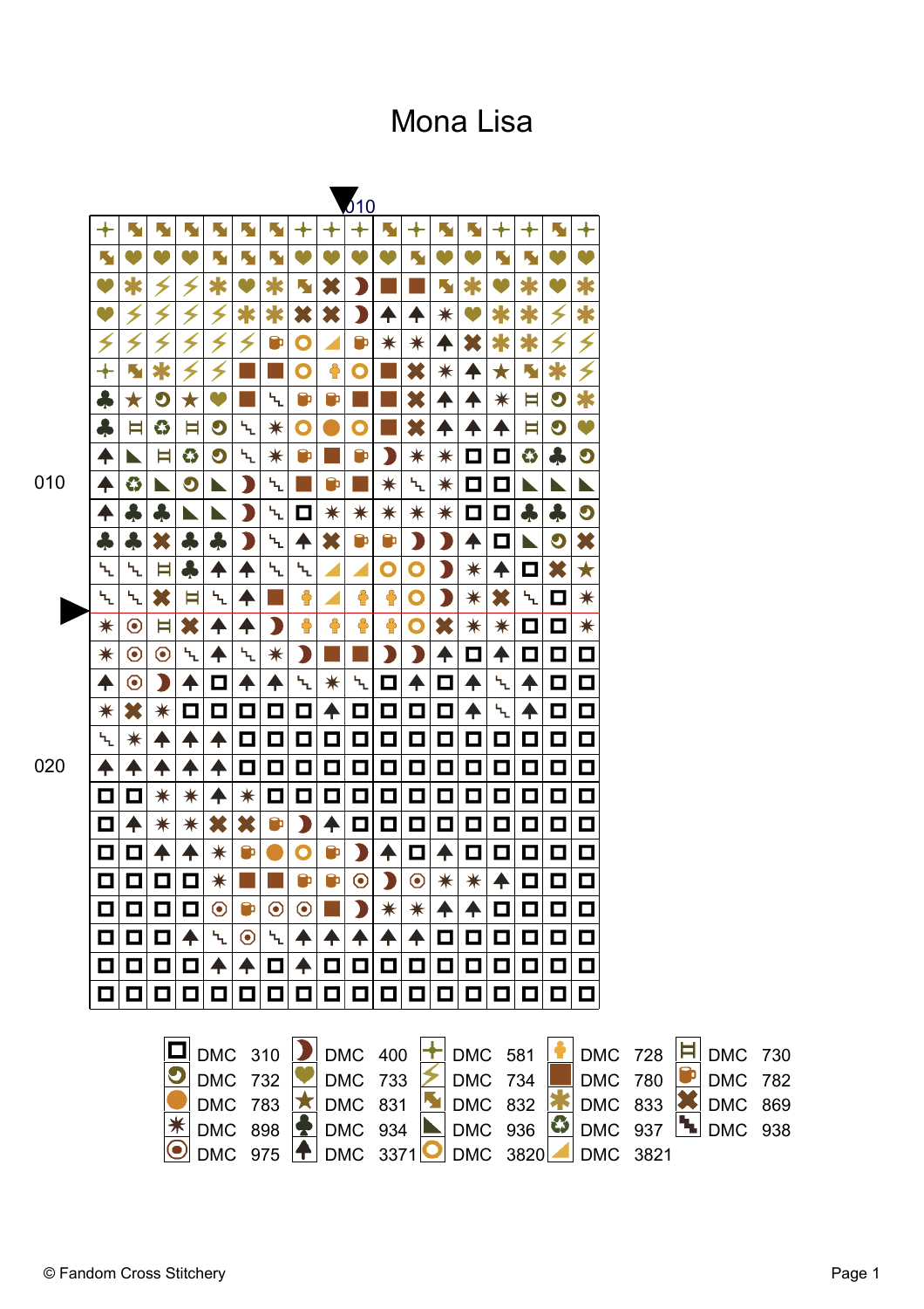# Mona Lisa

| | | | | |
|---|---|---|---|---|
| DMC 310 | DMC 400 | DMC 581 | DMC 728 | DMC 730 |
| DMC 732 | DMC 733 | DMC 734 | DMC 780 | DMC 782 |
| DMC 783 | DMC 831 | DMC 832 | DMC 833 | DMC 869 |
| DMC 898 | DMC 934 | DMC 936 | DMC 937 | DMC 938 |
| DMC 975 | DMC 3371 | DMC 3820 | DMC 3821 | |

© Fandom Cross Stitchery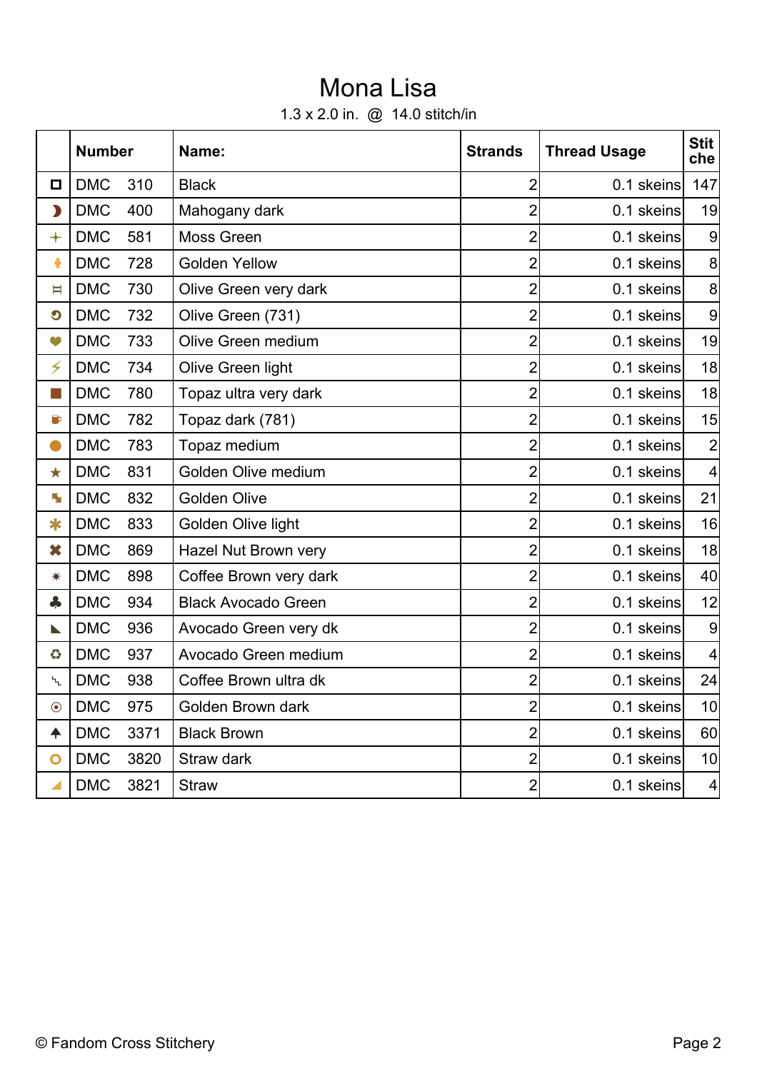# Mona Lisa

1.3 x 2.0 in. @ 14.0 stitch/in

| | Number | Name: | Strands | Thread Usage | Stitche |
|---|---|---|---|---|---|
| ◘ | DMC 310 | Black | 2 | 0.1 skeins | 147 |
| ◗ | DMC 400 | Mahogany dark | 2 | 0.1 skeins | 19 |
| + | DMC 581 | Moss Green | 2 | 0.1 skeins | 9 |
| ✝ | DMC 728 | Golden Yellow | 2 | 0.1 skeins | 8 |
| ⌶ | DMC 730 | Olive Green very dark | 2 | 0.1 skeins | 8 |
| ⟲ | DMC 732 | Olive Green (731) | 2 | 0.1 skeins | 9 |
| ♥ | DMC 733 | Olive Green medium | 2 | 0.1 skeins | 19 |
| ⚡ | DMC 734 | Olive Green light | 2 | 0.1 skeins | 18 |
| ■ | DMC 780 | Topaz ultra very dark | 2 | 0.1 skeins | 18 |
| ☕ | DMC 782 | Topaz dark (781) | 2 | 0.1 skeins | 15 |
| ● | DMC 783 | Topaz medium | 2 | 0.1 skeins | 2 |
| ★ | DMC 831 | Golden Olive medium | 2 | 0.1 skeins | 4 |
| ⬊ | DMC 832 | Golden Olive | 2 | 0.1 skeins | 21 |
| ✱ | DMC 833 | Golden Olive light | 2 | 0.1 skeins | 16 |
| ✖ | DMC 869 | Hazel Nut Brown very | 2 | 0.1 skeins | 18 |
| ✷ | DMC 898 | Coffee Brown very dark | 2 | 0.1 skeins | 40 |
| ♣ | DMC 934 | Black Avocado Green | 2 | 0.1 skeins | 12 |
| ◣ | DMC 936 | Avocado Green very dk | 2 | 0.1 skeins | 9 |
| ♻ | DMC 937 | Avocado Green medium | 2 | 0.1 skeins | 4 |
| ⤷ | DMC 938 | Coffee Brown ultra dk | 2 | 0.1 skeins | 24 |
| ⦿ | DMC 975 | Golden Brown dark | 2 | 0.1 skeins | 10 |
| ▲ | DMC 3371 | Black Brown | 2 | 0.1 skeins | 60 |
| ○ | DMC 3820 | Straw dark | 2 | 0.1 skeins | 10 |
| ◢ | DMC 3821 | Straw | 2 | 0.1 skeins | 4 |

© Fandom Cross Stitchery